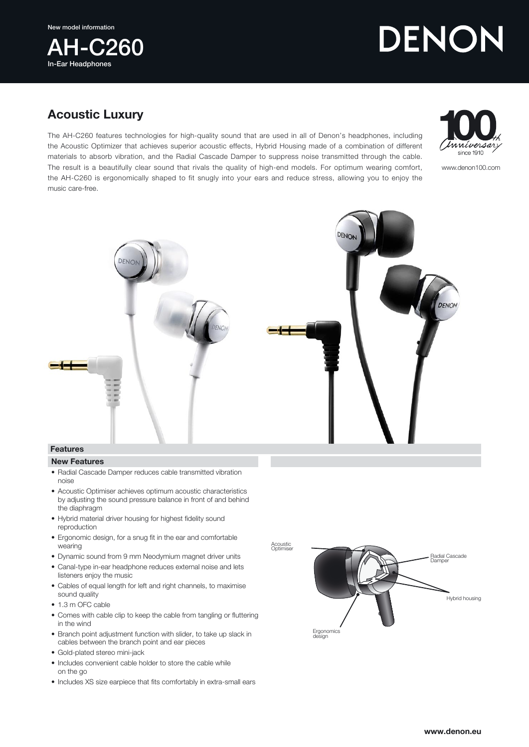New model information

# AH-C260

In-Ear Headphones

DENON

## Acoustic Luxury

The AH-C260 features technologies for high-quality sound that are used in all of Denon's headphones, including the Acoustic Optimizer that achieves superior acoustic effects, Hybrid Housing made of a combination of different materials to absorb vibration, and the Radial Cascade Damper to suppress noise transmitted through the cable. The result is a beautifully clear sound that rivals the quality of high-end models. For optimum wearing comfort, the AH-C260 is ergonomically shaped to fit snugly into your ears and reduce stress, allowing you to enjoy the music care-free.

100th Anniversary since 1910

www.denon100.com

### Features

#### New Features

- Radial Cascade Damper reduces cable transmitted vibration noise
- Acoustic Optimiser achieves optimum acoustic characteristics by adjusting the sound pressure balance in front of and behind the diaphragm
- Hybrid material driver housing for highest fidelity sound reproduction
- Ergonomic design, for a snug fit in the ear and comfortable wearing
- Dynamic sound from 9 mm Neodymium magnet driver units
- Canal-type in-ear headphone reduces external noise and lets listeners enjoy the music
- Cables of equal length for left and right channels, to maximise sound quality
- 1.3 m OFC cable
- Comes with cable clip to keep the cable from tangling or fluttering in the wind
- Branch point adjustment function with slider, to take up slack in cables between the branch point and ear pieces
- Gold-plated stereo mini-jack
- Includes convenient cable holder to store the cable while on the go
- Includes XS size earpiece that fits comfortably in extra-small ears

Acoustic Optimiser

Radial Cascade Damper

Hybrid housing

Ergonomics design

www.denon.eu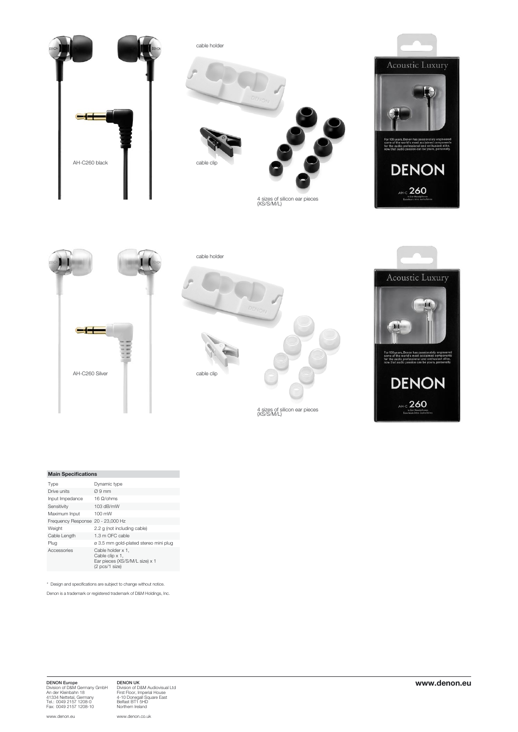cable holder

AH-C260 black

cable clip

4 sizes of silicon ear pieces (XS/S/M/L)

cable holder

AH-C260 Silver

cable clip

4 sizes of silicon ear pieces (XS/S/M/L)

| Main Specifications | |
|---|---|
| Type | Dynamic type |
| Drive units | Ø 9 mm |
| Input Impedance | 16 Ω/ohms |
| Sensitivity | 103 dB/mW |
| Maximum Input | 100 mW |
| Frequency Response | 20 - 23,000 Hz |
| Weight | 2.2 g (not including cable) |
| Cable Length | 1.3 m OFC cable |
| Plug | ø 3.5 mm gold-plated stereo mini plug |
| Accessories | Cable holder x 1, Cable clip x 1, Ear pieces (XS/S/M/L size) x 1 (2 pcs/1 size) |

* Design and specifications are subject to change without notice.

Denon is a trademark or registered trademark of D&M Holdings, Inc.

**DENON Europe**
Division of D&M Germany GmbH
An der Kleinbahn 18
41334 Nettetal, Germany
Tel.: 0049 2157 1208-0
Fax: 0049 2157 1208-10

www.denon.eu

**DENON UK**
Division of D&M Audiovisual Ltd
First Floor, Imperial House
4-10 Donegall Square East
Belfast BT1 5HD
Northern Ireland

www.denon.co.uk

**www.denon.eu**